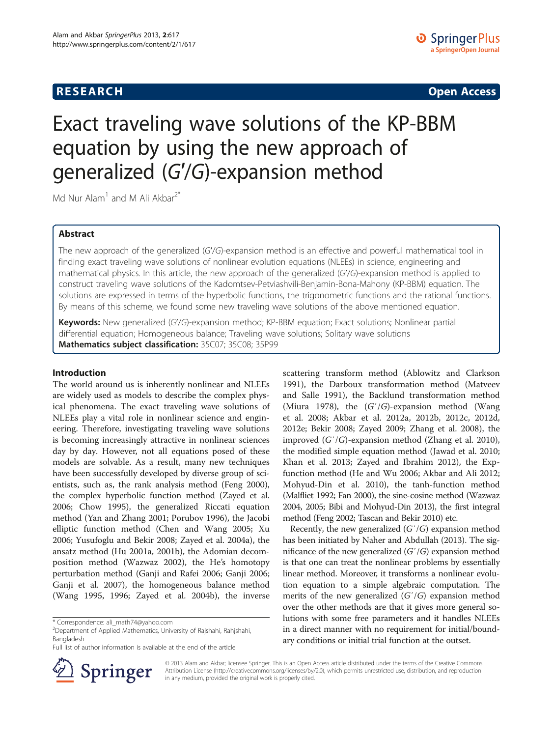**RESEARCH** **Open Access**

# Exact traveling wave solutions of the KP-BBM equation by using the new approach of generalized ($G'/G$)-expansion method

Md Nur Alam[1] and M Ali Akbar[2*]

## Abstract

The new approach of the generalized ($G'/G$)-expansion method is an effective and powerful mathematical tool in finding exact traveling wave solutions of nonlinear evolution equations (NLEEs) in science, engineering and mathematical physics. In this article, the new approach of the generalized ($G'/G$)-expansion method is applied to construct traveling wave solutions of the Kadomtsev-Petviashvili-Benjamin-Bona-Mahony (KP-BBM) equation. The solutions are expressed in terms of the hyperbolic functions, the trigonometric functions and the rational functions. By means of this scheme, we found some new traveling wave solutions of the above mentioned equation.

**Keywords:** New generalized ($G'/G$)-expansion method; KP-BBM equation; Exact solutions; Nonlinear partial differential equation; Homogeneous balance; Traveling wave solutions; Solitary wave solutions

**Mathematics subject classification:** 35C07; 35C08; 35P99

## Introduction

The world around us is inherently nonlinear and NLEEs are widely used as models to describe the complex physical phenomena. The exact traveling wave solutions of NLEEs play a vital role in nonlinear science and engineering. Therefore, investigating traveling wave solutions is becoming increasingly attractive in nonlinear sciences day by day. However, not all equations posed of these models are solvable. As a result, many new techniques have been successfully developed by diverse group of scientists, such as, the rank analysis method (Feng 2000), the complex hyperbolic function method (Zayed et al. 2006; Chow 1995), the generalized Riccati equation method (Yan and Zhang 2001; Porubov 1996), the Jacobi elliptic function method (Chen and Wang 2005; Xu 2006; Yusufoglu and Bekir 2008; Zayed et al. 2004a), the ansatz method (Hu 2001a, 2001b), the Adomian decomposition method (Wazwaz 2002), the He's homotopy perturbation method (Ganji and Rafei 2006; Ganji 2006; Ganji et al. 2007), the homogeneous balance method (Wang 1995, 1996; Zayed et al. 2004b), the inverse scattering transform method (Ablowitz and Clarkson 1991), the Darboux transformation method (Matveev and Salle 1991), the Backlund transformation method (Miura 1978), the ($G'/G$)-expansion method (Wang et al. 2008; Akbar et al. 2012a, 2012b, 2012c, 2012d, 2012e; Bekir 2008; Zayed 2009; Zhang et al. 2008), the improved ($G'/G$)-expansion method (Zhang et al. 2010), the modified simple equation method (Jawad et al. 2010; Khan et al. 2013; Zayed and Ibrahim 2012), the Exp-function method (He and Wu 2006; Akbar and Ali 2012; Mohyud-Din et al. 2010), the tanh-function method (Malfliet 1992; Fan 2000), the sine-cosine method (Wazwaz 2004, 2005; Bibi and Mohyud-Din 2013), the first integral method (Feng 2002; Tascan and Bekir 2010) etc.

Recently, the new generalized ($G'/G$) expansion method has been initiated by Naher and Abdullah (2013). The significance of the new generalized ($G'/G$) expansion method is that one can treat the nonlinear problems by essentially linear method. Moreover, it transforms a nonlinear evolution equation to a simple algebraic computation. The merits of the new generalized ($G'/G$) expansion method over the other methods are that it gives more general solutions with some free parameters and it handles NLEEs in a direct manner with no requirement for initial/boundary conditions or initial trial function at the outset.

\* Correspondence: ali_math74@yahoo.com
[2]Department of Applied Mathematics, University of Rajshahi, Rahjshahi, Bangladesh
Full list of author information is available at the end of the article

© 2013 Alam and Akbar; licensee Springer. This is an Open Access article distributed under the terms of the Creative Commons Attribution License (http://creativecommons.org/licenses/by/2.0), which permits unrestricted use, distribution, and reproduction in any medium, provided the original work is properly cited.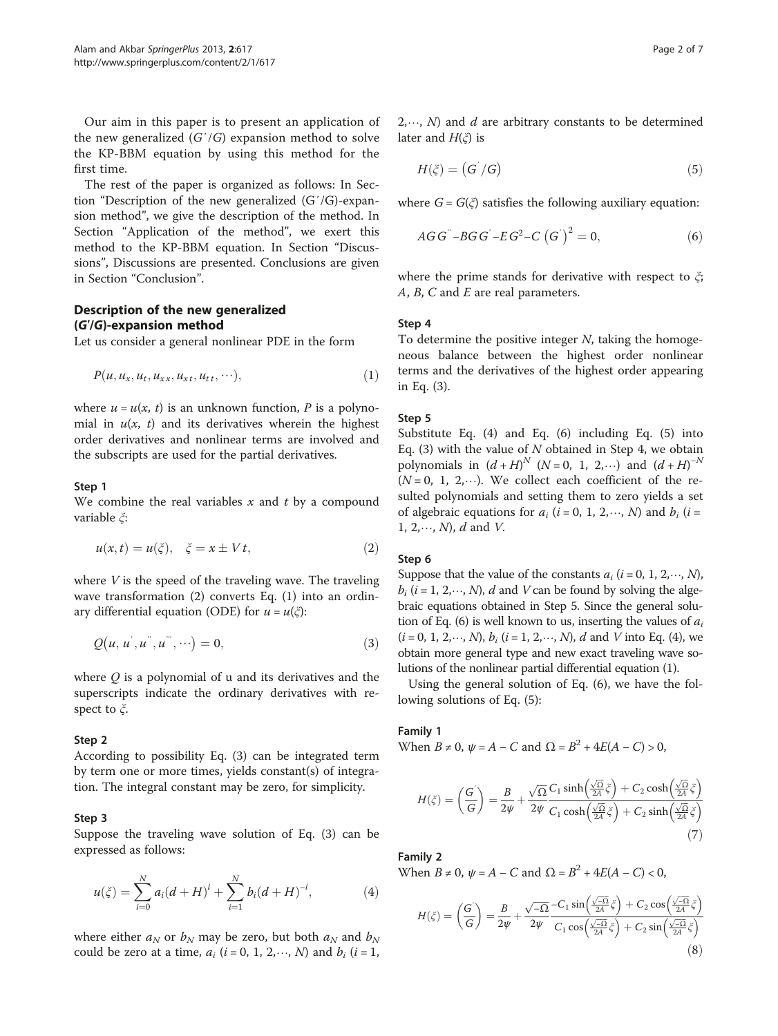Our aim in this paper is to present an application of the new generalized $(G'/G)$ expansion method to solve the KP-BBM equation by using this method for the first time.

The rest of the paper is organized as follows: In Section "Description of the new generalized $(G'/G)$-expansion method", we give the description of the method. In Section "Application of the method", we exert this method to the KP-BBM equation. In Section "Discussions", Discussions are presented. Conclusions are given in Section "Conclusion".

## Description of the new generalized (G′/G)-expansion method

Let us consider a general nonlinear PDE in the form

$$P(u, u_x, u_t, u_{xx}, u_{xt}, u_{tt}, \cdots), \tag{1}$$

where $u = u(x, t)$ is an unknown function, $P$ is a polynomial in $u(x, t)$ and its derivatives wherein the highest order derivatives and nonlinear terms are involved and the subscripts are used for the partial derivatives.

### Step 1

We combine the real variables $x$ and $t$ by a compound variable $\xi$:

$$u(x,t) = u(\xi), \quad \xi = x \pm V\,t, \tag{2}$$

where $V$ is the speed of the traveling wave. The traveling wave transformation (2) converts Eq. (1) into an ordinary differential equation (ODE) for $u = u(\xi)$:

$$Q(u, u', u'', u''', \cdots) = 0, \tag{3}$$

where $Q$ is a polynomial of u and its derivatives and the superscripts indicate the ordinary derivatives with respect to $\xi$.

### Step 2

According to possibility Eq. (3) can be integrated term by term one or more times, yields constant(s) of integration. The integral constant may be zero, for simplicity.

### Step 3

Suppose the traveling wave solution of Eq. (3) can be expressed as follows:

$$u(\xi) = \sum_{i=0}^{N} a_i (d+H)^i + \sum_{i=1}^{N} b_i (d+H)^{-i}, \tag{4}$$

where either $a_N$ or $b_N$ may be zero, but both $a_N$ and $b_N$ could be zero at a time, $a_i$ $(i = 0, 1, 2, \cdots, N)$ and $b_i$ $(i = 1, 2, \cdots, N)$ and $d$ are arbitrary constants to be determined later and $H(\xi)$ is

$$H(\xi) = (G'/G) \tag{5}$$

where $G = G(\xi)$ satisfies the following auxiliary equation:

$$AGG'' - BGG' - EG^2 - C(G')^2 = 0, \tag{6}$$

where the prime stands for derivative with respect to $\xi$; $A$, $B$, $C$ and $E$ are real parameters.

### Step 4

To determine the positive integer $N$, taking the homogeneous balance between the highest order nonlinear terms and the derivatives of the highest order appearing in Eq. (3).

### Step 5

Substitute Eq. (4) and Eq. (6) including Eq. (5) into Eq. (3) with the value of $N$ obtained in Step 4, we obtain polynomials in $(d+H)^N$ $(N = 0, 1, 2, \cdots)$ and $(d+H)^{-N}$ $(N = 0, 1, 2, \cdots)$. We collect each coefficient of the resulted polynomials and setting them to zero yields a set of algebraic equations for $a_i$ $(i = 0, 1, 2, \cdots, N)$ and $b_i$ $(i = 1, 2, \cdots, N)$, $d$ and $V$.

### Step 6

Suppose that the value of the constants $a_i$ $(i = 0, 1, 2, \cdots, N)$, $b_i$ $(i = 1, 2, \cdots, N)$, $d$ and $V$ can be found by solving the algebraic equations obtained in Step 5. Since the general solution of Eq. (6) is well known to us, inserting the values of $a_i$ $(i = 0, 1, 2, \cdots, N)$, $b_i$ $(i = 1, 2, \cdots, N)$, $d$ and $V$ into Eq. (4), we obtain more general type and new exact traveling wave solutions of the nonlinear partial differential equation (1).

Using the general solution of Eq. (6), we have the following solutions of Eq. (5):

### Family 1

When $B \neq 0$, $\psi = A - C$ and $\Omega = B^2 + 4E(A - C) > 0$,

$$H(\xi) = \left(\frac{G'}{G}\right) = \frac{B}{2\psi} + \frac{\sqrt{\Omega}}{2\psi} \frac{C_1 \sinh\left(\frac{\sqrt{\Omega}}{2A}\xi\right) + C_2 \cosh\left(\frac{\sqrt{\Omega}}{2A}\xi\right)}{C_1 \cosh\left(\frac{\sqrt{\Omega}}{2A}\xi\right) + C_2 \sinh\left(\frac{\sqrt{\Omega}}{2A}\xi\right)} \tag{7}$$

### Family 2

When $B \neq 0$, $\psi = A - C$ and $\Omega = B^2 + 4E(A - C) < 0$,

$$H(\xi) = \left(\frac{G'}{G}\right) = \frac{B}{2\psi} + \frac{\sqrt{-\Omega}}{2\psi} \frac{-C_1 \sin\left(\frac{\sqrt{-\Omega}}{2A}\xi\right) + C_2 \cos\left(\frac{\sqrt{-\Omega}}{2A}\xi\right)}{C_1 \cos\left(\frac{\sqrt{-\Omega}}{2A}\xi\right) + C_2 \sin\left(\frac{\sqrt{-\Omega}}{2A}\xi\right)} \tag{8}$$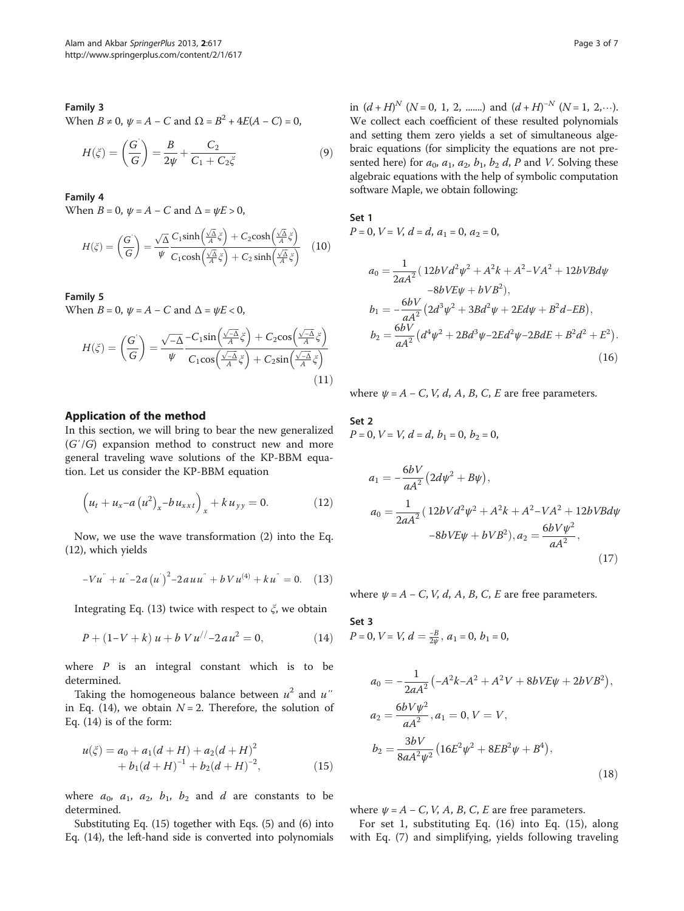### Family 3

When $B \neq 0$, $\psi = A - C$ and $\Omega = B^2 + 4E(A - C) = 0$,

$$H(\xi) = \left(\frac{G'}{G}\right) = \frac{B}{2\psi} + \frac{C_2}{C_1 + C_2\xi} \tag{9}$$

### Family 4

When $B = 0$, $\psi = A - C$ and $\Delta = \psi E > 0$,

$$H(\xi) = \left(\frac{G'}{G}\right) = \frac{\sqrt{\Delta}}{\psi} \frac{C_1 \sinh\left(\frac{\sqrt{\Delta}}{A}\xi\right) + C_2 \cosh\left(\frac{\sqrt{\Delta}}{A}\xi\right)}{C_1 \cosh\left(\frac{\sqrt{\Delta}}{A}\xi\right) + C_2 \sinh\left(\frac{\sqrt{\Delta}}{A}\xi\right)} \tag{10}$$

### Family 5

When $B = 0$, $\psi = A - C$ and $\Delta = \psi E < 0$,

$$H(\xi) = \left(\frac{G'}{G}\right) = \frac{\sqrt{-\Delta}}{\psi} \frac{-C_1 \sin\left(\frac{\sqrt{-\Delta}}{A}\xi\right) + C_2 \cos\left(\frac{\sqrt{-\Delta}}{A}\xi\right)}{C_1 \cos\left(\frac{\sqrt{-\Delta}}{A}\xi\right) + C_2 \sin\left(\frac{\sqrt{-\Delta}}{A}\xi\right)} \tag{11}$$

## Application of the method

In this section, we will bring to bear the new generalized $(G'/G)$ expansion method to construct new and more general traveling wave solutions of the KP-BBM equation. Let us consider the KP-BBM equation

$$\left(u_t + u_x - a\left(u^2\right)_x - b u_{xxt}\right)_x + k u_{yy} = 0. \tag{12}$$

Now, we use the wave transformation (2) into the Eq. (12), which yields

$$-Vu'' + u'' - 2a\left(u'\right)^2 - 2a u u'' + bVu^{(4)} + k u'' = 0. \tag{13}$$

Integrating Eq. (13) twice with respect to $\xi$, we obtain

$$P + (1 - V + k)\, u + b\, V u'' - 2a u^2 = 0, \tag{14}$$

where $P$ is an integral constant which is to be determined.

Taking the homogeneous balance between $u^2$ and $u''$ in Eq. (14), we obtain $N = 2$. Therefore, the solution of Eq. (14) is of the form:

$$u(\xi) = a_0 + a_1(d + H) + a_2(d + H)^2 + b_1(d + H)^{-1} + b_2(d + H)^{-2}, \tag{15}$$

where $a_0$, $a_1$, $a_2$, $b_1$, $b_2$ and $d$ are constants to be determined.

Substituting Eq. (15) together with Eqs. (5) and (6) into Eq. (14), the left-hand side is converted into polynomials in $(d + H)^N$ $(N = 0, 1, 2, \ldots\ldots)$ and $(d + H)^{-N}$ $(N = 1, 2, \cdots)$. We collect each coefficient of these resulted polynomials and setting them zero yields a set of simultaneous algebraic equations (for simplicity the equations are not presented here) for $a_0$, $a_1$, $a_2$, $b_1$, $b_2$ $d$, $P$ and $V$. Solving these algebraic equations with the help of symbolic computation software Maple, we obtain following:

### Set 1

$P = 0, V = V, d = d, a_1 = 0, a_2 = 0,$

$$\begin{aligned}
a_0 &= \frac{1}{2aA^2}\big( 12bVd^2\psi^2 + A^2k + A^2 - VA^2 + 12bVBd\psi \\
&\quad - 8bVE\psi + bVB^2\big), \\
b_1 &= -\frac{6bV}{aA^2}\left(2d^3\psi^2 + 3Bd^2\psi + 2Ed\psi + B^2 d - EB\right), \\
b_2 &= \frac{6bV}{aA^2}\left(d^4\psi^2 + 2Bd^3\psi - 2Ed^2\psi - 2BdE + B^2d^2 + E^2\right).
\end{aligned} \tag{16}$$

where $\psi = A - C$, $V$, $d$, $A$, $B$, $C$, $E$ are free parameters.

### Set 2

$P = 0, V = V, d = d, b_1 = 0, b_2 = 0,$

$$\begin{aligned}
a_1 &= -\frac{6bV}{aA^2}\left(2d\psi^2 + B\psi\right), \\
a_0 &= \frac{1}{2aA^2}\big( 12bVd^2\psi^2 + A^2k + A^2 - VA^2 + 12bVBd\psi \\
&\quad - 8bVE\psi + bVB^2\big), a_2 = \frac{6bV\psi^2}{aA^2},
\end{aligned} \tag{17}$$

where $\psi = A - C$, $V$, $d$, $A$, $B$, $C$, $E$ are free parameters.

### Set 3

$P = 0, V = V, d = \frac{-B}{2\psi}, a_1 = 0, b_1 = 0,$

$$\begin{aligned}
a_0 &= -\frac{1}{2aA^2}\left(-A^2k - A^2 + A^2V + 8bVE\psi + 2bVB^2\right), \\
a_2 &= \frac{6bV\psi^2}{aA^2}, a_1 = 0, V = V, \\
b_2 &= \frac{3bV}{8aA^2\psi^2}\left(16E^2\psi^2 + 8EB^2\psi + B^4\right),
\end{aligned} \tag{18}$$

where $\psi = A - C$, $V$, $A$, $B$, $C$, $E$ are free parameters.

For set 1, substituting Eq. (16) into Eq. (15), along with Eq. (7) and simplifying, yields following traveling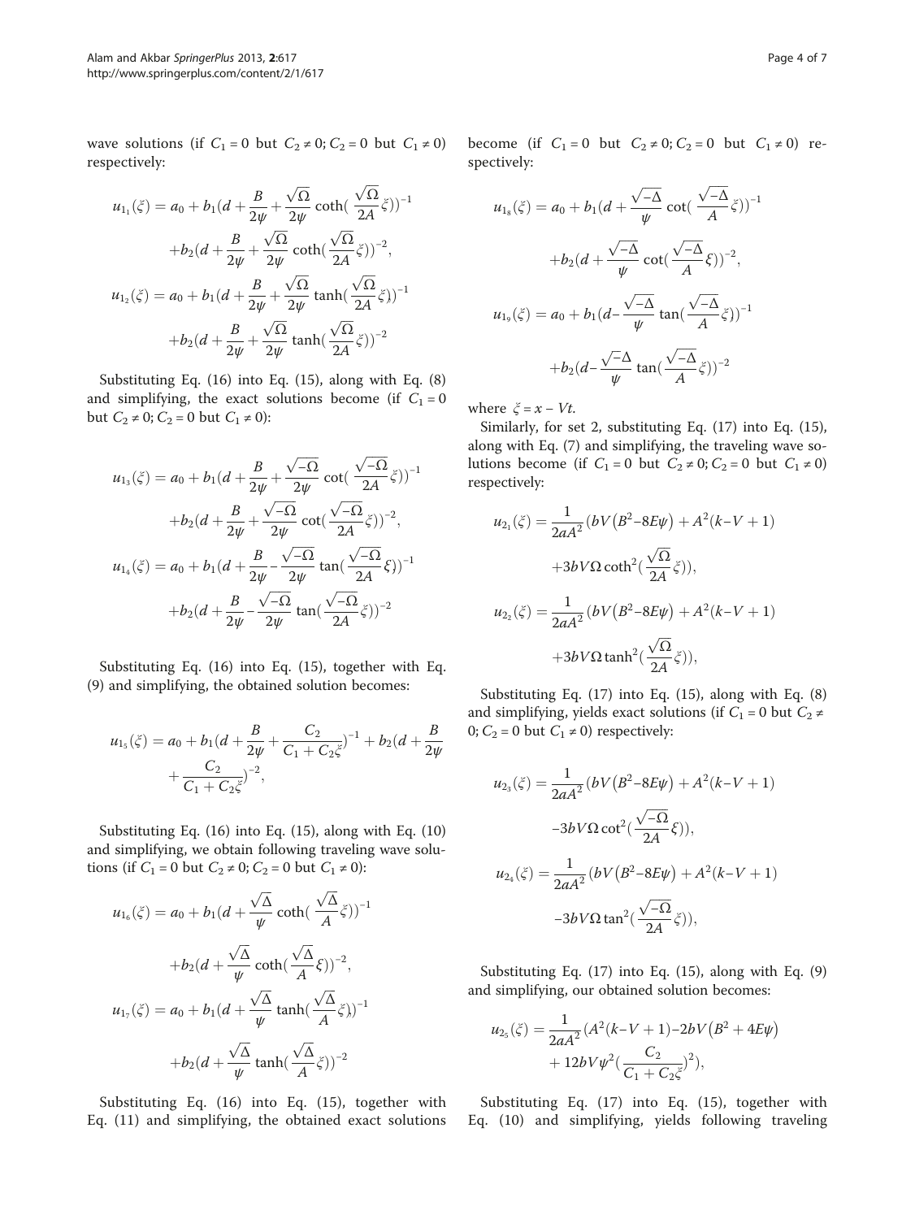wave solutions (if $C_1 = 0$ but $C_2 \neq 0; C_2 = 0$ but $C_1 \neq 0$) respectively:

$$u_{1_1}(\xi) = a_0 + b_1\left(d + \frac{B}{2\psi} + \frac{\sqrt{\Omega}}{2\psi}\coth\left(\frac{\sqrt{\Omega}}{2A}\xi\right)\right)^{-1} + b_2\left(d + \frac{B}{2\psi} + \frac{\sqrt{\Omega}}{2\psi}\coth\left(\frac{\sqrt{\Omega}}{2A}\xi\right)\right)^{-2},$$

$$u_{1_2}(\xi) = a_0 + b_1\left(d + \frac{B}{2\psi} + \frac{\sqrt{\Omega}}{2\psi}\tanh\left(\frac{\sqrt{\Omega}}{2A}\xi\right)\right)^{-1} + b_2\left(d + \frac{B}{2\psi} + \frac{\sqrt{\Omega}}{2\psi}\tanh\left(\frac{\sqrt{\Omega}}{2A}\xi\right)\right)^{-2}$$

Substituting Eq. (16) into Eq. (15), along with Eq. (8) and simplifying, the exact solutions become (if $C_1 = 0$ but $C_2 \neq 0; C_2 = 0$ but $C_1 \neq 0$):

$$u_{1_3}(\xi) = a_0 + b_1\left(d + \frac{B}{2\psi} + \frac{\sqrt{-\Omega}}{2\psi}\cot\left(\frac{\sqrt{-\Omega}}{2A}\xi\right)\right)^{-1} + b_2\left(d + \frac{B}{2\psi} + \frac{\sqrt{-\Omega}}{2\psi}\cot\left(\frac{\sqrt{-\Omega}}{2A}\xi\right)\right)^{-2},$$

$$u_{1_4}(\xi) = a_0 + b_1\left(d + \frac{B}{2\psi} - \frac{\sqrt{-\Omega}}{2\psi}\tan\left(\frac{\sqrt{-\Omega}}{2A}\xi\right)\right)^{-1} + b_2\left(d + \frac{B}{2\psi} - \frac{\sqrt{-\Omega}}{2\psi}\tan\left(\frac{\sqrt{-\Omega}}{2A}\xi\right)\right)^{-2}$$

Substituting Eq. (16) into Eq. (15), together with Eq. (9) and simplifying, the obtained solution becomes:

$$u_{1_5}(\xi) = a_0 + b_1\left(d + \frac{B}{2\psi} + \frac{C_2}{C_1 + C_2\xi}\right)^{-1} + b_2\left(d + \frac{B}{2\psi} + \frac{C_2}{C_1 + C_2\xi}\right)^{-2},$$

Substituting Eq. (16) into Eq. (15), along with Eq. (10) and simplifying, we obtain following traveling wave solutions (if $C_1 = 0$ but $C_2 \neq 0; C_2 = 0$ but $C_1 \neq 0$):

$$u_{1_6}(\xi) = a_0 + b_1\left(d + \frac{\sqrt{\Delta}}{\psi}\coth\left(\frac{\sqrt{\Delta}}{A}\xi\right)\right)^{-1} + b_2\left(d + \frac{\sqrt{\Delta}}{\psi}\coth\left(\frac{\sqrt{\Delta}}{A}\xi\right)\right)^{-2},$$

$$u_{1_7}(\xi) = a_0 + b_1\left(d + \frac{\sqrt{\Delta}}{\psi}\tanh\left(\frac{\sqrt{\Delta}}{A}\xi\right)\right)^{-1} + b_2\left(d + \frac{\sqrt{\Delta}}{\psi}\tanh\left(\frac{\sqrt{\Delta}}{A}\xi\right)\right)^{-2}$$

Substituting Eq. (16) into Eq. (15), together with Eq. (11) and simplifying, the obtained exact solutions become (if $C_1 = 0$ but $C_2 \neq 0; C_2 = 0$ but $C_1 \neq 0$) respectively:

$$u_{1_8}(\xi) = a_0 + b_1\left(d + \frac{\sqrt{-\Delta}}{\psi}\cot\left(\frac{\sqrt{-\Delta}}{A}\xi\right)\right)^{-1} + b_2\left(d + \frac{\sqrt{-\Delta}}{\psi}\cot\left(\frac{\sqrt{-\Delta}}{A}\xi\right)\right)^{-2},$$

$$u_{1_9}(\xi) = a_0 + b_1\left(d - \frac{\sqrt{-\Delta}}{\psi}\tan\left(\frac{\sqrt{-\Delta}}{A}\xi\right)\right)^{-1} + b_2\left(d - \frac{\sqrt{-\Delta}}{\psi}\tan\left(\frac{\sqrt{-\Delta}}{A}\xi\right)\right)^{-2}$$

where $\xi = x - Vt$.

Similarly, for set 2, substituting Eq. (17) into Eq. (15), along with Eq. (7) and simplifying, the traveling wave solutions become (if $C_1 = 0$ but $C_2 \neq 0; C_2 = 0$ but $C_1 \neq 0$) respectively:

$$u_{2_1}(\xi) = \frac{1}{2aA^2}\left(bV\left(B^2 - 8E\psi\right) + A^2(k - V + 1) + 3bV\Omega\coth^2\left(\frac{\sqrt{\Omega}}{2A}\xi\right)\right),$$

$$u_{2_2}(\xi) = \frac{1}{2aA^2}\left(bV\left(B^2 - 8E\psi\right) + A^2(k - V + 1) + 3bV\Omega\tanh^2\left(\frac{\sqrt{\Omega}}{2A}\xi\right)\right),$$

Substituting Eq. (17) into Eq. (15), along with Eq. (8) and simplifying, yields exact solutions (if $C_1 = 0$ but $C_2 \neq 0; C_2 = 0$ but $C_1 \neq 0$) respectively:

$$u_{2_3}(\xi) = \frac{1}{2aA^2}\left(bV\left(B^2 - 8E\psi\right) + A^2(k - V + 1) - 3bV\Omega\cot^2\left(\frac{\sqrt{-\Omega}}{2A}\xi\right)\right),$$

$$u_{2_4}(\xi) = \frac{1}{2aA^2}\left(bV\left(B^2 - 8E\psi\right) + A^2(k - V + 1) - 3bV\Omega\tan^2\left(\frac{\sqrt{-\Omega}}{2A}\xi\right)\right),$$

Substituting Eq. (17) into Eq. (15), along with Eq. (9) and simplifying, our obtained solution becomes:

$$u_{2_5}(\xi) = \frac{1}{2aA^2}\left(A^2(k - V + 1) - 2bV\left(B^2 + 4E\psi\right) + 12bV\psi^2\left(\frac{C_2}{C_1 + C_2\xi}\right)^2\right),$$

Substituting Eq. (17) into Eq. (15), together with Eq. (10) and simplifying, yields following traveling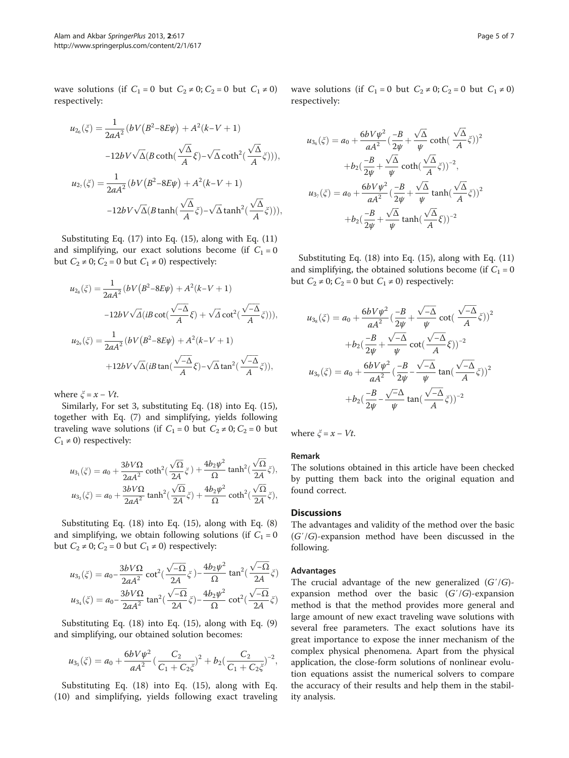wave solutions (if $C_1 = 0$ but $C_2 \neq 0; C_2 = 0$ but $C_1 \neq 0$) respectively:

$$u_{2_6}(\xi) = \frac{1}{2aA^2}(bV(B^2-8E\psi) + A^2(k-V+1) -12bV\sqrt{\Delta}(B\coth(\frac{\sqrt{\Delta}}{A}\xi)-\sqrt{\Delta}\coth^2(\frac{\sqrt{\Delta}}{A}\xi))),$$

$$u_{2_7}(\xi) = \frac{1}{2aA^2}(bV(B^2-8E\psi) + A^2(k-V+1) -12bV\sqrt{\Delta}(B\tanh(\frac{\sqrt{\Delta}}{A}\xi)-\sqrt{\Delta}\tanh^2(\frac{\sqrt{\Delta}}{A}\xi))),$$

Substituting Eq. (17) into Eq. (15), along with Eq. (11) and simplifying, our exact solutions become (if $C_1 = 0$ but $C_2 \neq 0; C_2 = 0$ but $C_1 \neq 0$) respectively:

$$u_{2_8}(\xi) = \frac{1}{2aA^2}(bV(B^2-8E\psi) + A^2(k-V+1) -12bV\sqrt{\Delta}(iB\cot(\frac{\sqrt{-\Delta}}{A}\xi) + \sqrt{\Delta}\cot^2(\frac{\sqrt{-\Delta}}{A}\xi))),$$

$$u_{2_9}(\xi) = \frac{1}{2aA^2}(bV(B^2-8E\psi) + A^2(k-V+1) +12bV\sqrt{\Delta}(iB\tan(\frac{\sqrt{-\Delta}}{A}\xi)-\sqrt{\Delta}\tan^2(\frac{\sqrt{-\Delta}}{A}\xi)),$$

where $\xi = x - Vt$.

Similarly, For set 3, substituting Eq. (18) into Eq. (15), together with Eq. (7) and simplifying, yields following traveling wave solutions (if $C_1 = 0$ but $C_2 \neq 0; C_2 = 0$ but $C_1 \neq 0$) respectively:

$$u_{3_1}(\xi) = a_0 + \frac{3bV\Omega}{2aA^2}\coth^2(\frac{\sqrt{\Omega}}{2A}\xi) + \frac{4b_2\psi^2}{\Omega}\tanh^2(\frac{\sqrt{\Omega}}{2A}\xi),$$

$$u_{3_2}(\xi) = a_0 + \frac{3bV\Omega}{2aA^2}\tanh^2(\frac{\sqrt{\Omega}}{2A}\xi) + \frac{4b_2\psi^2}{\Omega}\coth^2(\frac{\sqrt{\Omega}}{2A}\xi),$$

Substituting Eq. (18) into Eq. (15), along with Eq. (8) and simplifying, we obtain following solutions (if $C_1 = 0$ but $C_2 \neq 0; C_2 = 0$ but $C_1 \neq 0$) respectively:

$$u_{3_3}(\xi) = a_0 - \frac{3bV\Omega}{2aA^2}\cot^2(\frac{\sqrt{-\Omega}}{2A}\xi) - \frac{4b_2\psi^2}{\Omega}\tan^2(\frac{\sqrt{-\Omega}}{2A}\xi)$$

$$u_{3_4}(\xi) = a_0 - \frac{3bV\Omega}{2aA^2}\tan^2(\frac{\sqrt{-\Omega}}{2A}\xi) - \frac{4b_2\psi^2}{\Omega}\cot^2(\frac{\sqrt{-\Omega}}{2A}\xi)$$

Substituting Eq. (18) into Eq. (15), along with Eq. (9) and simplifying, our obtained solution becomes:

$$u_{3_5}(\xi) = a_0 + \frac{6bV\psi^2}{aA^2}(\frac{C_2}{C_1 + C_2\xi})^2 + b_2(\frac{C_2}{C_1 + C_2\xi})^{-2},$$

Substituting Eq. (18) into Eq. (15), along with Eq. (10) and simplifying, yields following exact traveling wave solutions (if $C_1 = 0$ but $C_2 \neq 0; C_2 = 0$ but $C_1 \neq 0$) respectively:

$$u_{3_6}(\xi) = a_0 + \frac{6bV\psi^2}{aA^2}(\frac{-B}{2\psi} + \frac{\sqrt{\Delta}}{\psi}\coth(\frac{\sqrt{\Delta}}{A}\xi))^2 +b_2(\frac{-B}{2\psi} + \frac{\sqrt{\Delta}}{\psi}\coth(\frac{\sqrt{\Delta}}{A}\xi))^{-2},$$

$$u_{3_7}(\xi) = a_0 + \frac{6bV\psi^2}{aA^2}(\frac{-B}{2\psi} + \frac{\sqrt{\Delta}}{\psi}\tanh(\frac{\sqrt{\Delta}}{A}\xi))^2 +b_2(\frac{-B}{2\psi} + \frac{\sqrt{\Delta}}{\psi}\tanh(\frac{\sqrt{\Delta}}{A}\xi))^{-2}$$

Substituting Eq. (18) into Eq. (15), along with Eq. (11) and simplifying, the obtained solutions become (if $C_1 = 0$ but $C_2 \neq 0; C_2 = 0$ but $C_1 \neq 0$) respectively:

$$u_{3_8}(\xi) = a_0 + \frac{6bV\psi^2}{aA^2}(\frac{-B}{2\psi} + \frac{\sqrt{-\Delta}}{\psi}\cot(\frac{\sqrt{-\Delta}}{A}\xi))^2 +b_2(\frac{-B}{2\psi} + \frac{\sqrt{-\Delta}}{\psi}\cot(\frac{\sqrt{-\Delta}}{A}\xi))^{-2}$$

$$u_{3_9}(\xi) = a_0 + \frac{6bV\psi^2}{aA^2}(\frac{-B}{2\psi} - \frac{\sqrt{-\Delta}}{\psi}\tan(\frac{\sqrt{-\Delta}}{A}\xi))^2 +b_2(\frac{-B}{2\psi} - \frac{\sqrt{-\Delta}}{\psi}\tan(\frac{\sqrt{-\Delta}}{A}\xi))^{-2}$$

where $\xi = x - Vt$.

### Remark

The solutions obtained in this article have been checked by putting them back into the original equation and found correct.

## Discussions

The advantages and validity of the method over the basic $(G'/G)$-expansion method have been discussed in the following.

### Advantages

The crucial advantage of the new generalized $(G'/G)$-expansion method over the basic $(G'/G)$-expansion method is that the method provides more general and large amount of new exact traveling wave solutions with several free parameters. The exact solutions have its great importance to expose the inner mechanism of the complex physical phenomena. Apart from the physical application, the close-form solutions of nonlinear evolution equations assist the numerical solvers to compare the accuracy of their results and help them in the stability analysis.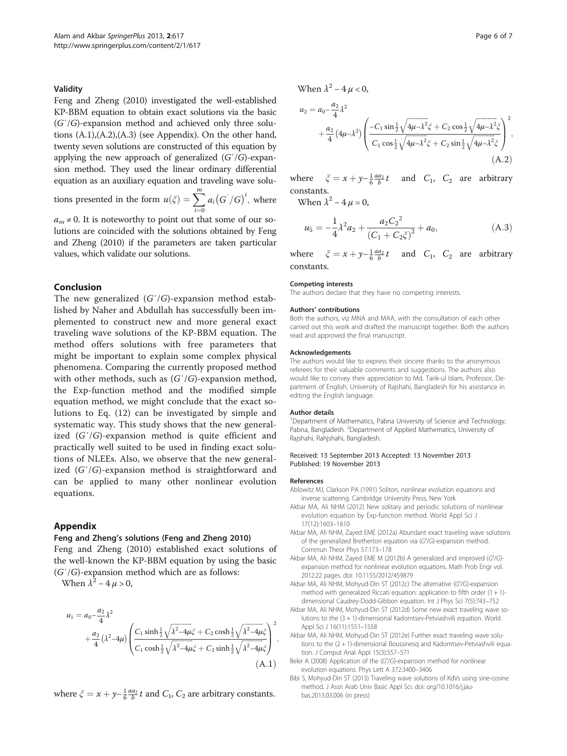### Validity

Feng and Zheng (2010) investigated the well-established KP-BBM equation to obtain exact solutions via the basic $(G'/G)$-expansion method and achieved only three solutions (A.1),(A.2),(A.3) (see Appendix). On the other hand, twenty seven solutions are constructed of this equation by applying the new approach of generalized $(G'/G)$-expansion method. They used the linear ordinary differential equation as an auxiliary equation and traveling wave solutions presented in the form $u(\xi) = \sum_{i=0}^{m} a_i (G'/G)^i$, where $a_m \neq 0$. It is noteworthy to point out that some of our solutions are coincided with the solutions obtained by Feng and Zheng (2010) if the parameters are taken particular values, which validate our solutions.

## Conclusion

The new generalized $(G'/G)$-expansion method established by Naher and Abdullah has successfully been implemented to construct new and more general exact traveling wave solutions of the KP-BBM equation. The method offers solutions with free parameters that might be important to explain some complex physical phenomena. Comparing the currently proposed method with other methods, such as $(G'/G)$-expansion method, the Exp-function method and the modified simple equation method, we might conclude that the exact solutions to Eq. (12) can be investigated by simple and systematic way. This study shows that the new generalized $(G'/G)$-expansion method is quite efficient and practically well suited to be used in finding exact solutions of NLEEs. Also, we observe that the new generalized $(G'/G)$-expansion method is straightforward and can be applied to many other nonlinear evolution equations.

## Appendix

### Feng and Zheng's solutions (Feng and Zheng 2010)

Feng and Zheng (2010) established exact solutions of the well-known the KP-BBM equation by using the basic $(G'/G)$-expansion method which are as follows:

When $\lambda^2 - 4\mu > 0$,

$$u_1 = a_0 - \frac{a_2}{4}\lambda^2 + \frac{a_2}{4}\left(\lambda^2 - 4\mu\right)\left(\frac{C_1 \sinh\frac{1}{2}\sqrt{\lambda^2-4\mu}\xi + C_2 \cosh\frac{1}{2}\sqrt{\lambda^2-4\mu}\xi}{C_1 \cosh\frac{1}{2}\sqrt{\lambda^2-4\mu}\xi + C_2 \sinh\frac{1}{2}\sqrt{\lambda^2-4\mu}\xi}\right)^2, \tag{A.1}$$

where $\xi = x + y - \frac{1}{6}\frac{aa_2}{b}t$ and $C_1$, $C_2$ are arbitrary constants.

When $\lambda^2 - 4\mu < 0$,

$$u_2 = a_0 - \frac{a_2}{4}\lambda^2 + \frac{a_2}{4}\left(4\mu - \lambda^2\right)\left(\frac{-C_1 \sin\frac{1}{2}\sqrt{4\mu-\lambda^2}\xi + C_2 \cos\frac{1}{2}\sqrt{4\mu-\lambda^2}\xi}{C_1 \cos\frac{1}{2}\sqrt{4\mu-\lambda^2}\xi + C_2 \sin\frac{1}{2}\sqrt{4\mu-\lambda^2}\xi}\right)^2, \tag{A.2}$$

where $\xi = x + y - \frac{1}{6}\frac{aa_2}{b}t$ and $C_1$, $C_2$ are arbitrary constants.

When $\lambda^2 - 4\mu = 0$,

$$u_5 = -\frac{1}{4}\lambda^2 a_2 + \frac{a_2 {C_2}^2}{\left(C_1 + C_2\xi\right)^2} + a_0, \tag{A.3}$$

where $\xi = x + y - \frac{1}{6}\frac{aa_2}{b}t$ and $C_1$, $C_2$ are arbitrary constants.

#### Competing interests

The authors declare that they have no competing interests.

#### Authors' contributions

Both the authors, viz MNA and MAA, with the consultation of each other carried out this work and drafted the manuscript together. Both the authors read and approved the final manuscript.

#### Acknowledgements

The authors would like to express their sincere thanks to the anonymous referees for their valuable comments and suggestions. The authors also would like to convey their appreciation to Md. Tarik-ul Islam, Professor, Department of English, University of Rajshahi, Bangladesh for his assistance in editing the English language.

#### Author details

[1]Department of Mathematics, Pabna University of Science and Technology, Pabna, Bangladesh. [2]Department of Applied Mathematics, University of Rajshahi, Rahjshahi, Bangladesh.

Received: 13 September 2013 Accepted: 13 November 2013
Published: 19 November 2013

#### References

- Ablowitz MJ, Clarkson PA (1991) Soliton, nonlinear evolution equations and inverse scattering. Cambridge University Press, New York
- Akbar MA, Ali NHM (2012) New solitary and periodic solutions of nonlinear evolution equation by Exp-function method. World Appl Sci J 17(12):1603–1610
- Akbar MA, Ali NHM, Zayed EME (2012a) Abundant exact traveling wave solutions of the generalized Bretherton equation via (G′/G)-expansion method. Commun Theor Phys 57:173–178
- Akbar MA, Ali NHM, Zayed EME M (2012b) A generalized and improved (G′/G)-expansion method for nonlinear evolution equations. Math Prob Engr vol. 2012:22 pages. doi: 10.1155/2012/459879
- Akbar MA, Ali NHM, Mohyud-Din ST (2012c) The alternative (G′/G)-expansion method with generalized Riccati equation: application to fifth order (1 + 1)-dimensional Caudrey-Dodd-Gibbon equation. Int J Phys Sci 7(5):743–752
- Akbar MA, Ali NHM, Mohyud-Din ST (2012d) Some new exact traveling wave solutions to the (3 + 1)-dimensional Kadomtsev-Petviashvili equation. World Appl Sci J 16(11):1551–1558
- Akbar MA, Ali NHM, Mohyud-Din ST (2012e) Further exact traveling wave solutions to the (2 + 1)-dimensional Boussinesq and Kadomtsev-Petviashvili equation. J Comput Anal Appl 15(3):557–571
- Bekir A (2008) Application of the (G′/G)-expansion method for nonlinear evolution equations. Phys Lett A 372:3400–3406
- Bibi S, Mohyud-Din ST (2013) Traveling wave solutions of KdVs using sine-cosine method. J Assn Arab Univ Basic Appl Sci. doi: org/10.1016/j.jaubas.2013.03.006 (in press)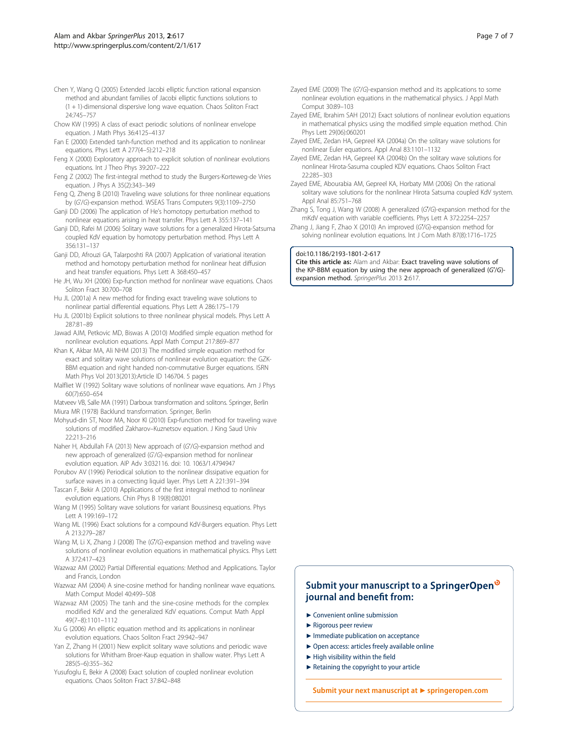Chen Y, Wang Q (2005) Extended Jacobi elliptic function rational expansion method and abundant families of Jacobi elliptic functions solutions to (1 + 1)-dimensional dispersive long wave equation. Chaos Soliton Fract 24:745–757

Chow KW (1995) A class of exact periodic solutions of nonlinear envelope equation. J Math Phys 36:4125–4137

Fan E (2000) Extended tanh-function method and its application to nonlinear equations. Phys Lett A 277(4–5):212–218

Feng X (2000) Exploratory approach to explicit solution of nonlinear evolutions equations. Int J Theo Phys 39:207–222

Feng Z (2002) The first-integral method to study the Burgers-Korteweg-de Vries equation. J Phys A 35(2):343–349

Feng Q, Zheng B (2010) Traveling wave solutions for three nonlinear equations by (G′/G)-expansion method. WSEAS Trans Computers 9(3):1109–2750

Ganji DD (2006) The application of He's homotopy perturbation method to nonlinear equations arising in heat transfer. Phys Lett A 355:137–141

Ganji DD, Rafei M (2006) Solitary wave solutions for a generalized Hirota-Satsuma coupled KdV equation by homotopy perturbation method. Phys Lett A 356:131–137

Ganji DD, Afrouzi GA, Talarposhti RA (2007) Application of variational iteration method and homotopy perturbation method for nonlinear heat diffusion and heat transfer equations. Phys Lett A 368:450–457

He JH, Wu XH (2006) Exp-function method for nonlinear wave equations. Chaos Soliton Fract 30:700–708

Hu JL (2001a) A new method for finding exact traveling wave solutions to nonlinear partial differential equations. Phys Lett A 286:175–179

Hu JL (2001b) Explicit solutions to three nonlinear physical models. Phys Lett A 287:81–89

Jawad AJM, Petkovic MD, Biswas A (2010) Modified simple equation method for nonlinear evolution equations. Appl Math Comput 217:869–877

Khan K, Akbar MA, Ali NHM (2013) The modified simple equation method for exact and solitary wave solutions of nonlinear evolution equation: the GZK-BBM equation and right handed non-commutative Burger equations. ISRN Math Phys Vol 2013(2013):Article ID 146704. 5 pages

Malfliet W (1992) Solitary wave solutions of nonlinear wave equations. Am J Phys 60(7):650–654

Matveev VB, Salle MA (1991) Darboux transformation and solitons. Springer, Berlin

Miura MR (1978) Backlund transformation. Springer, Berlin

Mohyud-din ST, Noor MA, Noor KI (2010) Exp-function method for traveling wave solutions of modified Zakharov–Kuznetsov equation. J King Saud Univ 22:213–216

Naher H, Abdullah FA (2013) New approach of (G′/G)-expansion method and new approach of generalized (G′/G)-expansion method for nonlinear evolution equation. AIP Adv 3:032116. doi: 10. 1063/1.4794947

Porubov AV (1996) Periodical solution to the nonlinear dissipative equation for surface waves in a convecting liquid layer. Phys Lett A 221:391–394

Tascan F, Bekir A (2010) Applications of the first integral method to nonlinear evolution equations. Chin Phys B 19(8):080201

Wang M (1995) Solitary wave solutions for variant Boussinesq equations. Phys Lett A 199:169–172

Wang ML (1996) Exact solutions for a compound KdV-Burgers equation. Phys Lett A 213:279–287

Wang M, Li X, Zhang J (2008) The (G′/G)-expansion method and traveling wave solutions of nonlinear evolution equations in mathematical physics. Phys Lett A 372:417–423

Wazwaz AM (2002) Partial Differential equations: Method and Applications. Taylor and Francis, London

Wazwaz AM (2004) A sine-cosine method for handing nonlinear wave equations. Math Comput Model 40:499–508

Wazwaz AM (2005) The tanh and the sine-cosine methods for the complex modified KdV and the generalized KdV equations. Comput Math Appl 49(7–8):1101–1112

Xu G (2006) An elliptic equation method and its applications in nonlinear evolution equations. Chaos Soliton Fract 29:942–947

Yan Z, Zhang H (2001) New explicit solitary wave solutions and periodic wave solutions for Whitham Broer-Kaup equation in shallow water. Phys Lett A 285(5–6):355–362

Yusufoglu E, Bekir A (2008) Exact solution of coupled nonlinear evolution equations. Chaos Soliton Fract 37:842–848

Zayed EME (2009) The (G′/G)-expansion method and its applications to some nonlinear evolution equations in the mathematical physics. J Appl Math Comput 30:89–103

Zayed EME, Ibrahim SAH (2012) Exact solutions of nonlinear evolution equations in mathematical physics using the modified simple equation method. Chin Phys Lett 29(06):060201

Zayed EME, Zedan HA, Gepreel KA (2004a) On the solitary wave solutions for nonlinear Euler equations. Appl Anal 83:1101–1132

Zayed EME, Zedan HA, Gepreel KA (2004b) On the solitary wave solutions for nonlinear Hirota-Sasuma coupled KDV equations. Chaos Soliton Fract 22:285–303

Zayed EME, Abourabia AM, Gepreel KA, Horbaty MM (2006) On the rational solitary wave solutions for the nonlinear Hirota Satsuma coupled KdV system. Appl Anal 85:751–768

Zhang S, Tong J, Wang W (2008) A generalized (G′/G)-expansion method for the mKdV equation with variable coefficients. Phys Lett A 372:2254–2257

Zhang J, Jiang F, Zhao X (2010) An improved (G′/G)-expansion method for solving nonlinear evolution equations. Int J Com Math 87(8):1716–1725

doi:10.1186/2193-1801-2-617

**Cite this article as:** Alam and Akbar: Exact traveling wave solutions of the KP-BBM equation by using the new approach of generalized (G′/G)-expansion method. *SpringerPlus* 2013 **2**:617.

**Submit your manuscript to a SpringerOpen journal and benefit from:**

- ► Convenient online submission
- ► Rigorous peer review
- ► Immediate publication on acceptance
- ► Open access: articles freely available online
- ► High visibility within the field
- ► Retaining the copyright to your article

**Submit your next manuscript at ► springeropen.com**